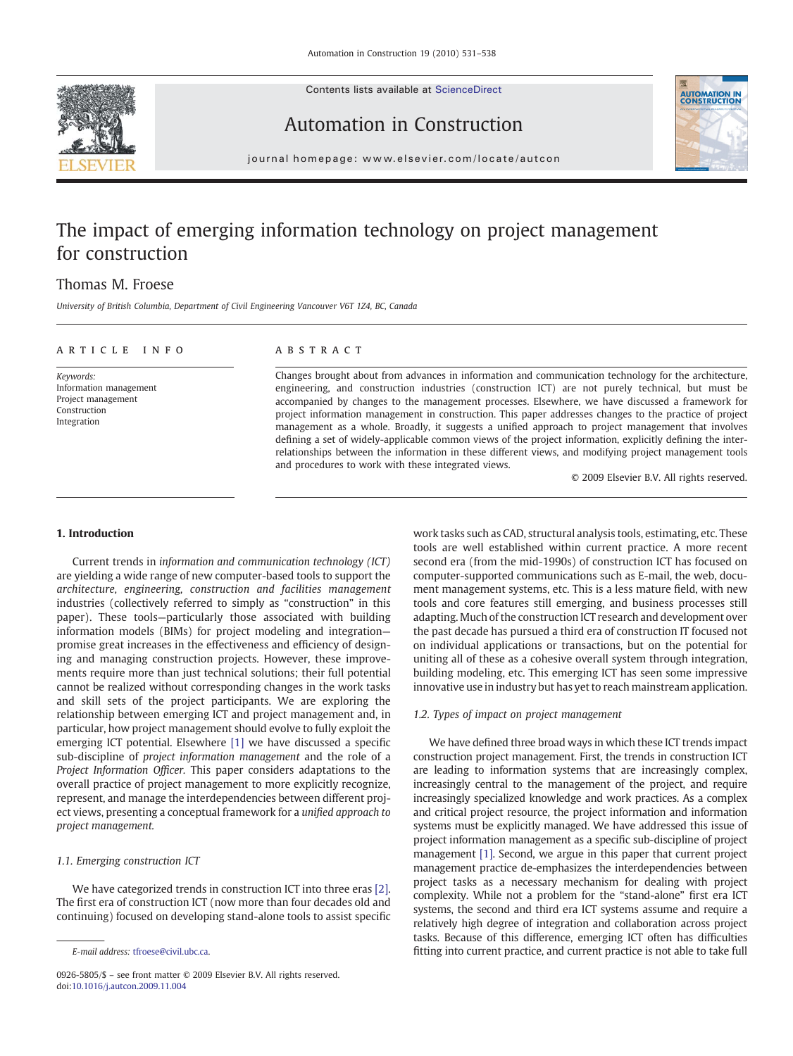# The impact of emerging information technology on project management for construction

Thomas M. Froese

*University of British Columbia, Department of Civil Engineering Vancouver V6T 1Z4, BC, Canada*

**ARTICLE INFO**

*Keywords:*
Information management
Project management
Construction
Integration

**ABSTRACT**

Changes brought about from advances in information and communication technology for the architecture, engineering, and construction industries (construction ICT) are not purely technical, but must be accompanied by changes to the management processes. Elsewhere, we have discussed a framework for project information management in construction. This paper addresses changes to the practice of project management as a whole. Broadly, it suggests a unified approach to project management that involves defining a set of widely-applicable common views of the project information, explicitly defining the interrelationships between the information in these different views, and modifying project management tools and procedures to work with these integrated views.

© 2009 Elsevier B.V. All rights reserved.

## 1. Introduction

Current trends in *information and communication technology (ICT)* are yielding a wide range of new computer-based tools to support the *architecture, engineering, construction and facilities management* industries (collectively referred to as simply as "construction" in this paper). These tools—particularly those associated with building information models (BIMs) for project modeling and integration—promise great increases in the effectiveness and efficiency of designing and managing construction projects. However, these improvements require more than just technical solutions; their full potential cannot be realized without corresponding changes in the work tasks and skill sets of the project participants. We are exploring the relationship between emerging ICT and project management and, in particular, how project management should evolve to fully exploit the emerging ICT potential. Elsewhere [1] we have discussed a specific sub-discipline of *project information management* and the role of a *Project Information Officer*. This paper considers adaptations to the overall practice of project management to more explicitly recognize, represent, and manage the interdependencies between different project views, presenting a conceptual framework for a *unified approach to project management.*

### 1.1. Emerging construction ICT

We have categorized trends in construction ICT into three eras [2]. The first era of construction ICT (now more than four decades old and continuing) focused on developing stand-alone tools to assist specific work tasks such as CAD, structural analysis tools, estimating, etc. These tools are well established within current practice. A more recent second era (from the mid-1990s) of construction ICT has focused on computer-supported communications such as E-mail, the web, document management systems, etc. This is a less mature field, with new tools and core features still emerging, and business processes still adapting. Much of the construction ICT research and development over the past decade has pursued a third era of construction IT focused not on individual applications or transactions, but on the potential for uniting all of these as a cohesive overall system through integration, building modeling, etc. This emerging ICT has seen some impressive innovative use in industry but has yet to reach mainstream application.

### 1.2. Types of impact on project management

We have defined three broad ways in which these ICT trends impact construction project management. First, the trends in construction ICT are leading to information systems that are increasingly complex, increasingly central to the management of the project, and require increasingly specialized knowledge and work practices. As a complex and critical project resource, the project information and information systems must be explicitly managed. We have addressed this issue of project information management as a specific sub-discipline of project management [1]. Second, we argue in this paper that current project management practice de-emphasizes the interdependencies between project tasks as a necessary mechanism for dealing with project complexity. While not a problem for the "stand-alone" first era ICT systems, the second and third era ICT systems assume and require a relatively high degree of integration and collaboration across project tasks. Because of this difference, emerging ICT often has difficulties fitting into current practice, and current practice is not able to take full

E-mail address: tfroese@civil.ubc.ca.

0926-5805/$ – see front matter © 2009 Elsevier B.V. All rights reserved.
doi:10.1016/j.autcon.2009.11.004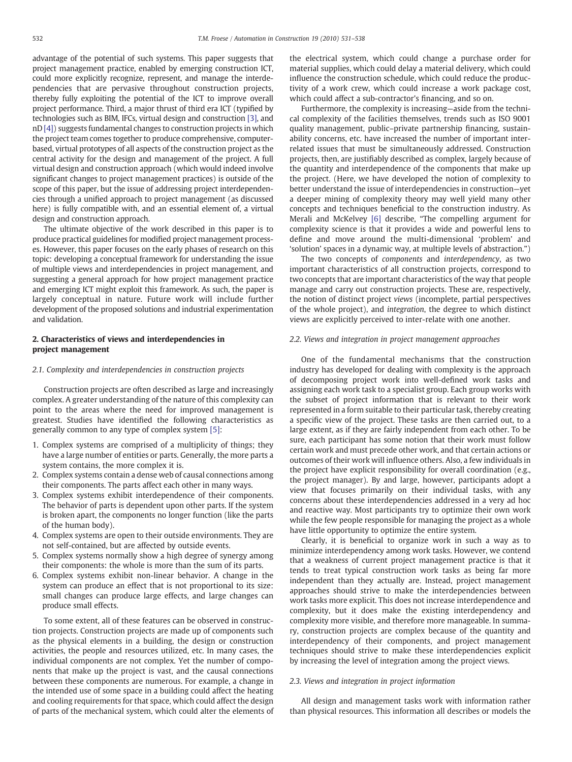advantage of the potential of such systems. This paper suggests that project management practice, enabled by emerging construction ICT, could more explicitly recognize, represent, and manage the interdependencies that are pervasive throughout construction projects, thereby fully exploiting the potential of the ICT to improve overall project performance. Third, a major thrust of third era ICT (typified by technologies such as BIM, IFCs, virtual design and construction [3], and nD [4]) suggests fundamental changes to construction projects in which the project team comes together to produce comprehensive, computer-based, virtual prototypes of all aspects of the construction project as the central activity for the design and management of the project. A full virtual design and construction approach (which would indeed involve significant changes to project management practices) is outside of the scope of this paper, but the issue of addressing project interdependencies through a unified approach to project management (as discussed here) is fully compatible with, and an essential element of, a virtual design and construction approach.

The ultimate objective of the work described in this paper is to produce practical guidelines for modified project management processes. However, this paper focuses on the early phases of research on this topic: developing a conceptual framework for understanding the issue of multiple views and interdependencies in project management, and suggesting a general approach for how project management practice and emerging ICT might exploit this framework. As such, the paper is largely conceptual in nature. Future work will include further development of the proposed solutions and industrial experimentation and validation.

## 2. Characteristics of views and interdependencies in project management

### 2.1. Complexity and interdependencies in construction projects

Construction projects are often described as large and increasingly complex. A greater understanding of the nature of this complexity can point to the areas where the need for improved management is greatest. Studies have identified the following characteristics as generally common to any type of complex system [5]:

1. Complex systems are comprised of a multiplicity of things; they have a large number of entities or parts. Generally, the more parts a system contains, the more complex it is.
2. Complex systems contain a dense web of causal connections among their components. The parts affect each other in many ways.
3. Complex systems exhibit interdependence of their components. The behavior of parts is dependent upon other parts. If the system is broken apart, the components no longer function (like the parts of the human body).
4. Complex systems are open to their outside environments. They are not self-contained, but are affected by outside events.
5. Complex systems normally show a high degree of synergy among their components: the whole is more than the sum of its parts.
6. Complex systems exhibit non-linear behavior. A change in the system can produce an effect that is not proportional to its size: small changes can produce large effects, and large changes can produce small effects.

To some extent, all of these features can be observed in construction projects. Construction projects are made up of components such as the physical elements in a building, the design or construction activities, the people and resources utilized, etc. In many cases, the individual components are not complex. Yet the number of components that make up the project is vast, and the causal connections between these components are numerous. For example, a change in the intended use of some space in a building could affect the heating and cooling requirements for that space, which could affect the design of parts of the mechanical system, which could alter the elements of the electrical system, which could change a purchase order for material supplies, which could delay a material delivery, which could influence the construction schedule, which could reduce the productivity of a work crew, which could increase a work package cost, which could affect a sub-contractor's financing, and so on.

Furthermore, the complexity is increasing—aside from the technical complexity of the facilities themselves, trends such as ISO 9001 quality management, public–private partnership financing, sustainability concerns, etc. have increased the number of important interrelated issues that must be simultaneously addressed. Construction projects, then, are justifiably described as complex, largely because of the quantity and interdependence of the components that make up the project. (Here, we have developed the notion of complexity to better understand the issue of interdependencies in construction—yet a deeper mining of complexity theory may well yield many other concepts and techniques beneficial to the construction industry. As Merali and McKelvey [6] describe, "The compelling argument for complexity science is that it provides a wide and powerful lens to define and move around the multi-dimensional 'problem' and 'solution' spaces in a dynamic way, at multiple levels of abstraction.")

The two concepts of *components* and *interdependency*, as two important characteristics of all construction projects, correspond to two concepts that are important characteristics of the way that people manage and carry out construction projects. These are, respectively, the notion of distinct project *views* (incomplete, partial perspectives of the whole project), and *integration*, the degree to which distinct views are explicitly perceived to inter-relate with one another.

### 2.2. Views and integration in project management approaches

One of the fundamental mechanisms that the construction industry has developed for dealing with complexity is the approach of decomposing project work into well-defined work tasks and assigning each work task to a specialist group. Each group works with the subset of project information that is relevant to their work represented in a form suitable to their particular task, thereby creating a specific view of the project. These tasks are then carried out, to a large extent, as if they are fairly independent from each other. To be sure, each participant has some notion that their work must follow certain work and must precede other work, and that certain actions or outcomes of their work will influence others. Also, a few individuals in the project have explicit responsibility for overall coordination (e.g., the project manager). By and large, however, participants adopt a view that focuses primarily on their individual tasks, with any concerns about these interdependencies addressed in a very ad hoc and reactive way. Most participants try to optimize their own work while the few people responsible for managing the project as a whole have little opportunity to optimize the entire system.

Clearly, it is beneficial to organize work in such a way as to minimize interdependency among work tasks. However, we contend that a weakness of current project management practice is that it tends to treat typical construction work tasks as being far more independent than they actually are. Instead, project management approaches should strive to make the interdependencies between work tasks more explicit. This does not increase interdependence and complexity, but it does make the existing interdependency and complexity more visible, and therefore more manageable. In summary, construction projects are complex because of the quantity and interdependency of their components, and project management techniques should strive to make these interdependencies explicit by increasing the level of integration among the project views.

### 2.3. Views and integration in project information

All design and management tasks work with information rather than physical resources. This information all describes or models the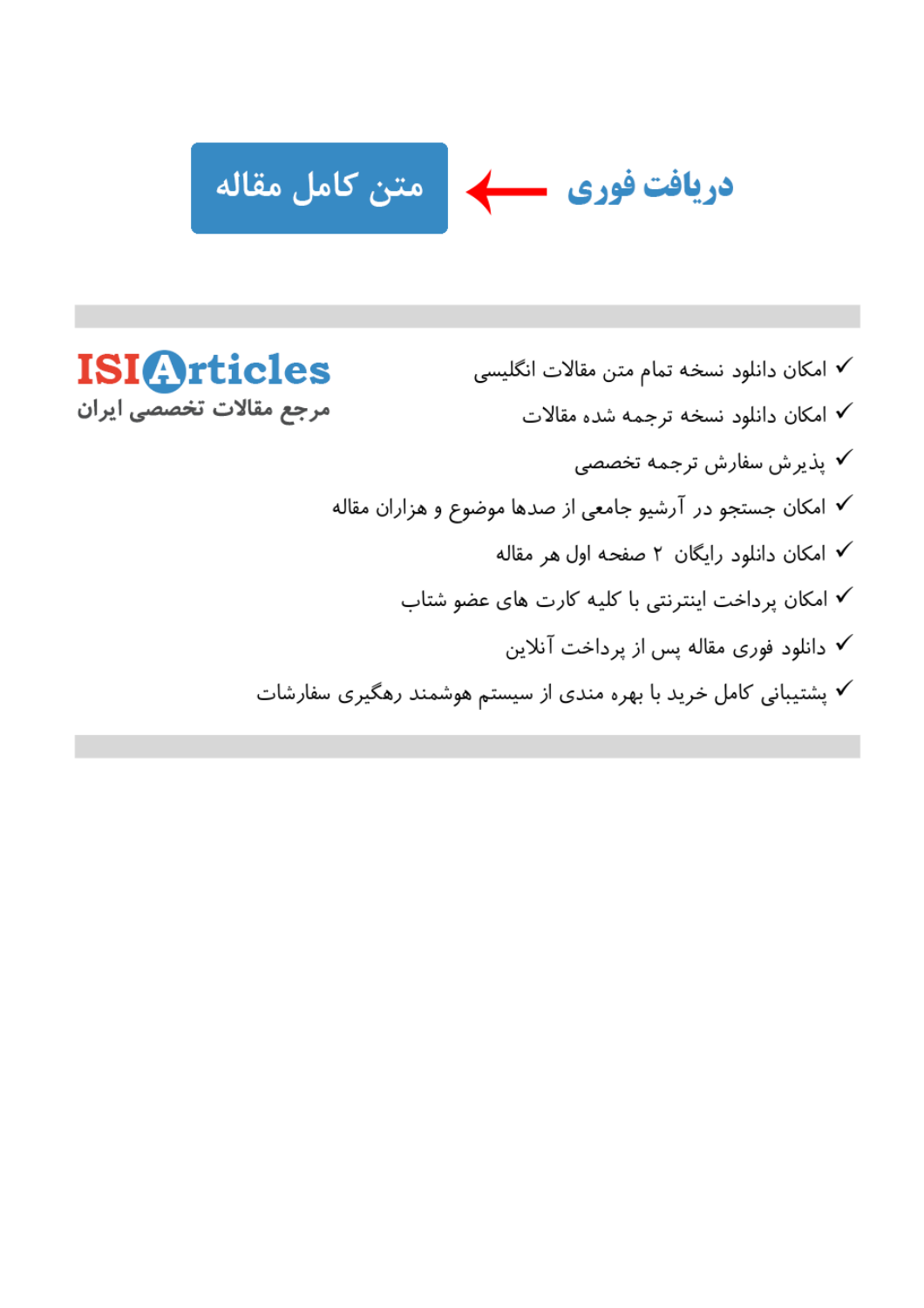دریافت فوری ← متن کامل مقاله

**ISIArticles**
مرجع مقالات تخصصی ایران

- ✓ امکان دانلود نسخه تمام متن مقالات انگلیسی
- ✓ امکان دانلود نسخه ترجمه شده مقالات
- ✓ پذیرش سفارش ترجمه تخصصی
- ✓ امکان جستجو در آرشیو جامعی از صدها موضوع و هزاران مقاله
- ✓ امکان دانلود رایگان ۲ صفحه اول هر مقاله
- ✓ امکان پرداخت اینترنتی با کلیه کارت های عضو شتاب
- ✓ دانلود فوری مقاله پس از پرداخت آنلاین
- ✓ پشتیبانی کامل خرید با بهره مندی از سیستم هوشمند رهگیری سفارشات